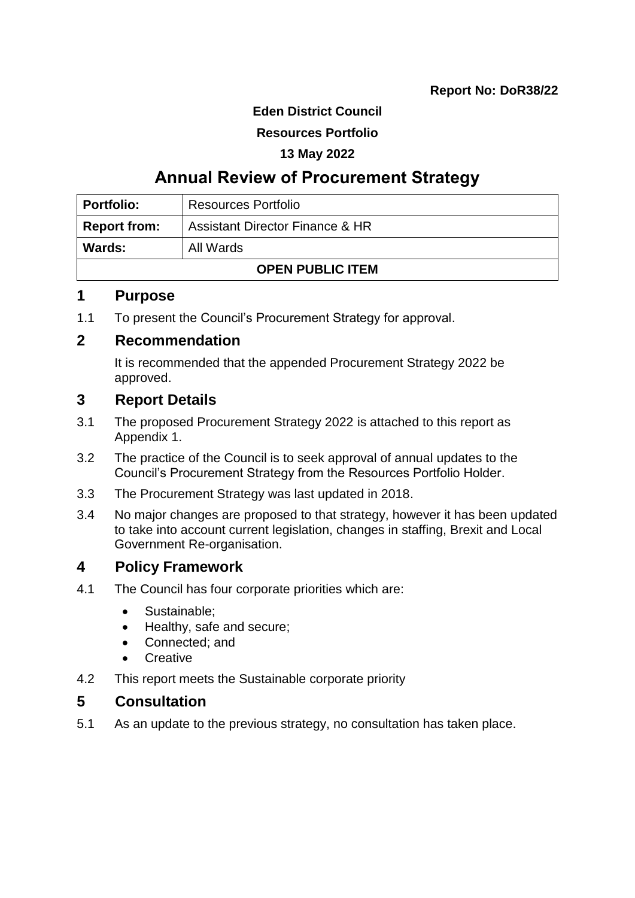**Report No: DoR38/22**

**Eden District Council**

**Resources Portfolio**

**13 May 2022**

# Annual Review of Procurement Strategy

| **Portfolio:** | Resources Portfolio |
| --- | --- |
| **Report from:** | Assistant Director Finance & HR |
| **Wards:** | All Wards |
| **OPEN PUBLIC ITEM** | |

## 1 Purpose

1.1 To present the Council's Procurement Strategy for approval.

## 2 Recommendation

It is recommended that the appended Procurement Strategy 2022 be approved.

## 3 Report Details

3.1 The proposed Procurement Strategy 2022 is attached to this report as Appendix 1.

3.2 The practice of the Council is to seek approval of annual updates to the Council's Procurement Strategy from the Resources Portfolio Holder.

3.3 The Procurement Strategy was last updated in 2018.

3.4 No major changes are proposed to that strategy, however it has been updated to take into account current legislation, changes in staffing, Brexit and Local Government Re-organisation.

## 4 Policy Framework

4.1 The Council has four corporate priorities which are:

- Sustainable;
- Healthy, safe and secure;
- Connected; and
- Creative

4.2 This report meets the Sustainable corporate priority

## 5 Consultation

5.1 As an update to the previous strategy, no consultation has taken place.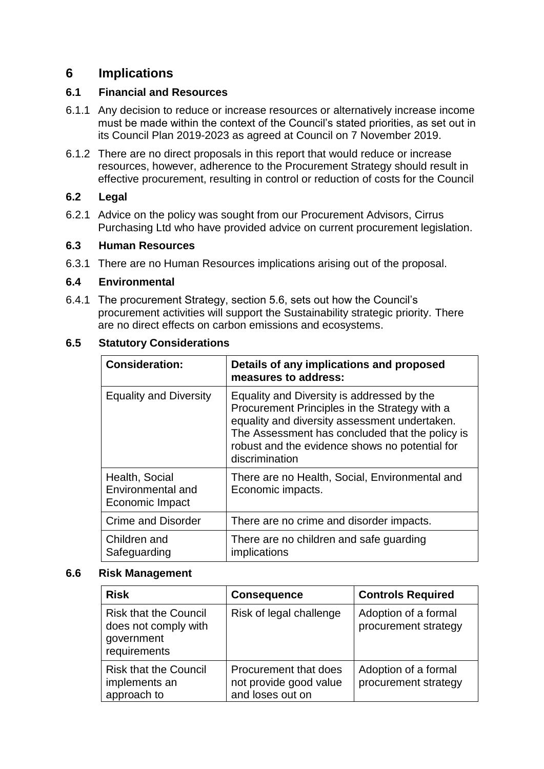# 6 Implications

## 6.1 Financial and Resources

6.1.1 Any decision to reduce or increase resources or alternatively increase income must be made within the context of the Council's stated priorities, as set out in its Council Plan 2019-2023 as agreed at Council on 7 November 2019.

6.1.2 There are no direct proposals in this report that would reduce or increase resources, however, adherence to the Procurement Strategy should result in effective procurement, resulting in control or reduction of costs for the Council

## 6.2 Legal

6.2.1 Advice on the policy was sought from our Procurement Advisors, Cirrus Purchasing Ltd who have provided advice on current procurement legislation.

## 6.3 Human Resources

6.3.1 There are no Human Resources implications arising out of the proposal.

## 6.4 Environmental

6.4.1 The procurement Strategy, section 5.6, sets out how the Council's procurement activities will support the Sustainability strategic priority. There are no direct effects on carbon emissions and ecosystems.

## 6.5 Statutory Considerations

| Consideration: | Details of any implications and proposed measures to address: |
|---|---|
| Equality and Diversity | Equality and Diversity is addressed by the Procurement Principles in the Strategy with a equality and diversity assessment undertaken. The Assessment has concluded that the policy is robust and the evidence shows no potential for discrimination |
| Health, Social Environmental and Economic Impact | There are no Health, Social, Environmental and Economic impacts. |
| Crime and Disorder | There are no crime and disorder impacts. |
| Children and Safeguarding | There are no children and safe guarding implications |

## 6.6 Risk Management

| Risk | Consequence | Controls Required |
|---|---|---|
| Risk that the Council does not comply with government requirements | Risk of legal challenge | Adoption of a formal procurement strategy |
| Risk that the Council implements an approach to | Procurement that does not provide good value and loses out on | Adoption of a formal procurement strategy |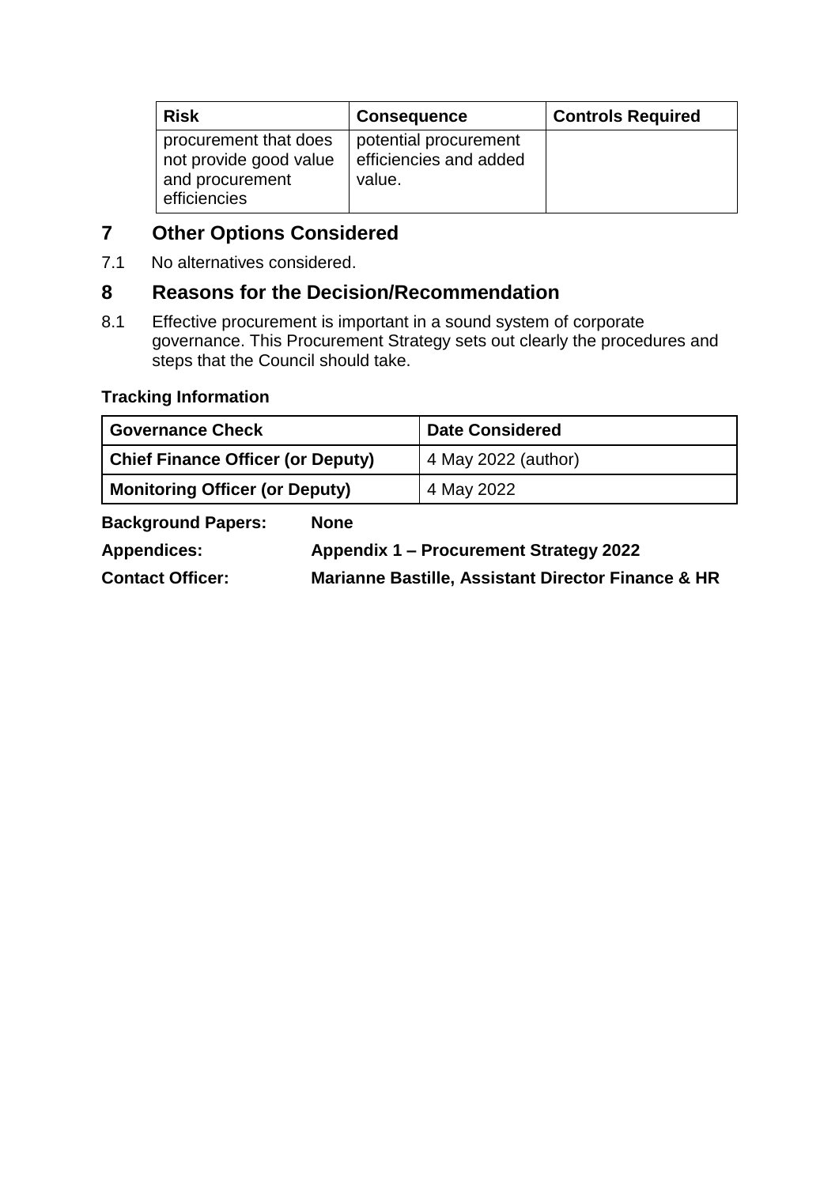| Risk | Consequence | Controls Required |
| --- | --- | --- |
| procurement that does not provide good value and procurement efficiencies | potential procurement efficiencies and added value. | |

## 7 Other Options Considered

7.1 No alternatives considered.

## 8 Reasons for the Decision/Recommendation

8.1 Effective procurement is important in a sound system of corporate governance. This Procurement Strategy sets out clearly the procedures and steps that the Council should take.

**Tracking Information**

| Governance Check | Date Considered |
| --- | --- |
| **Chief Finance Officer (or Deputy)** | 4 May 2022 (author) |
| **Monitoring Officer (or Deputy)** | 4 May 2022 |

**Background Papers:** **None**

**Appendices:** **Appendix 1 – Procurement Strategy 2022**

**Contact Officer:** **Marianne Bastille, Assistant Director Finance & HR**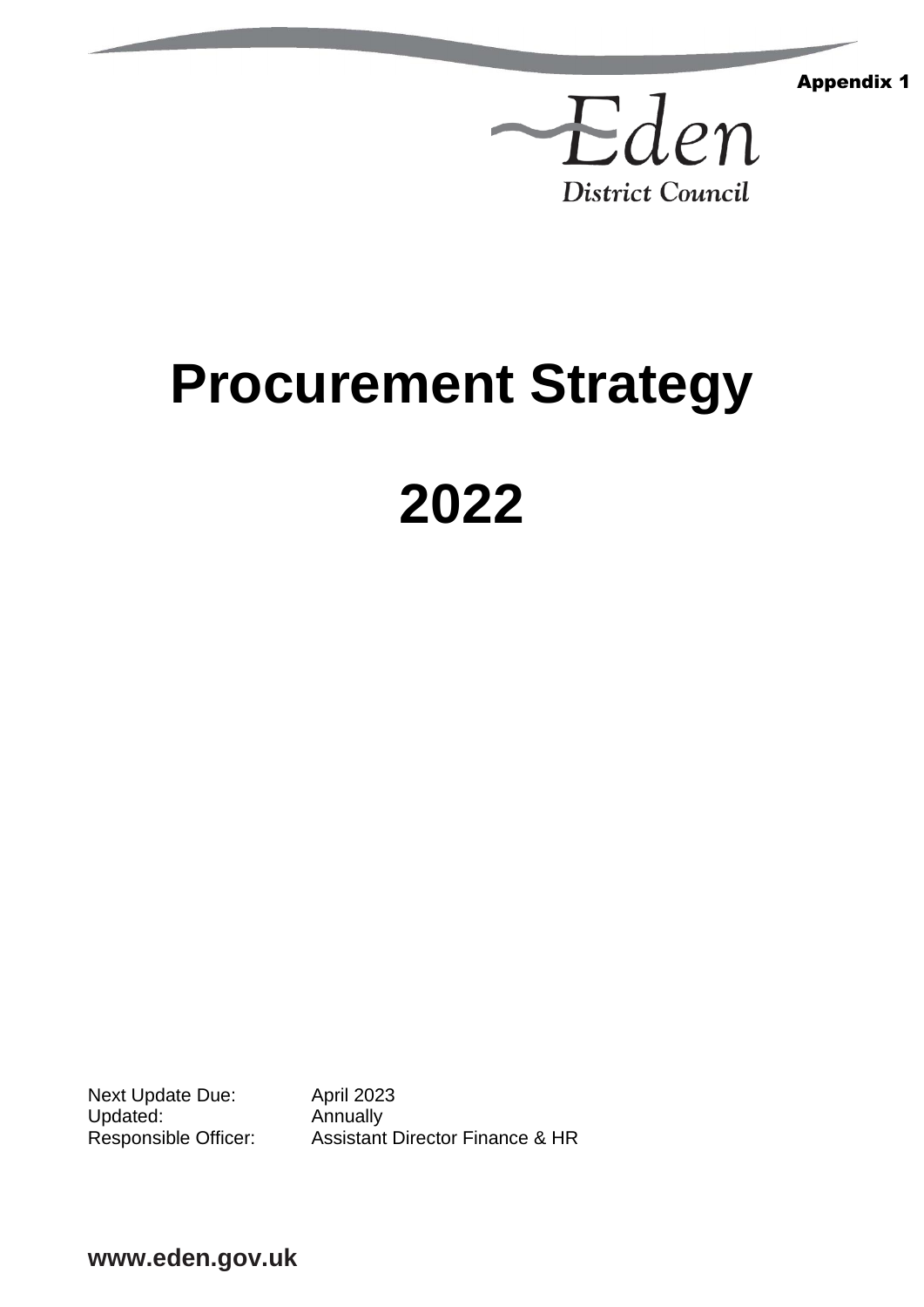Appendix 1

Eden District Council

# Procurement Strategy

# 2022

| | |
|---|---|
| Next Update Due: | April 2023 |
| Updated: | Annually |
| Responsible Officer: | Assistant Director Finance & HR |

**www.eden.gov.uk**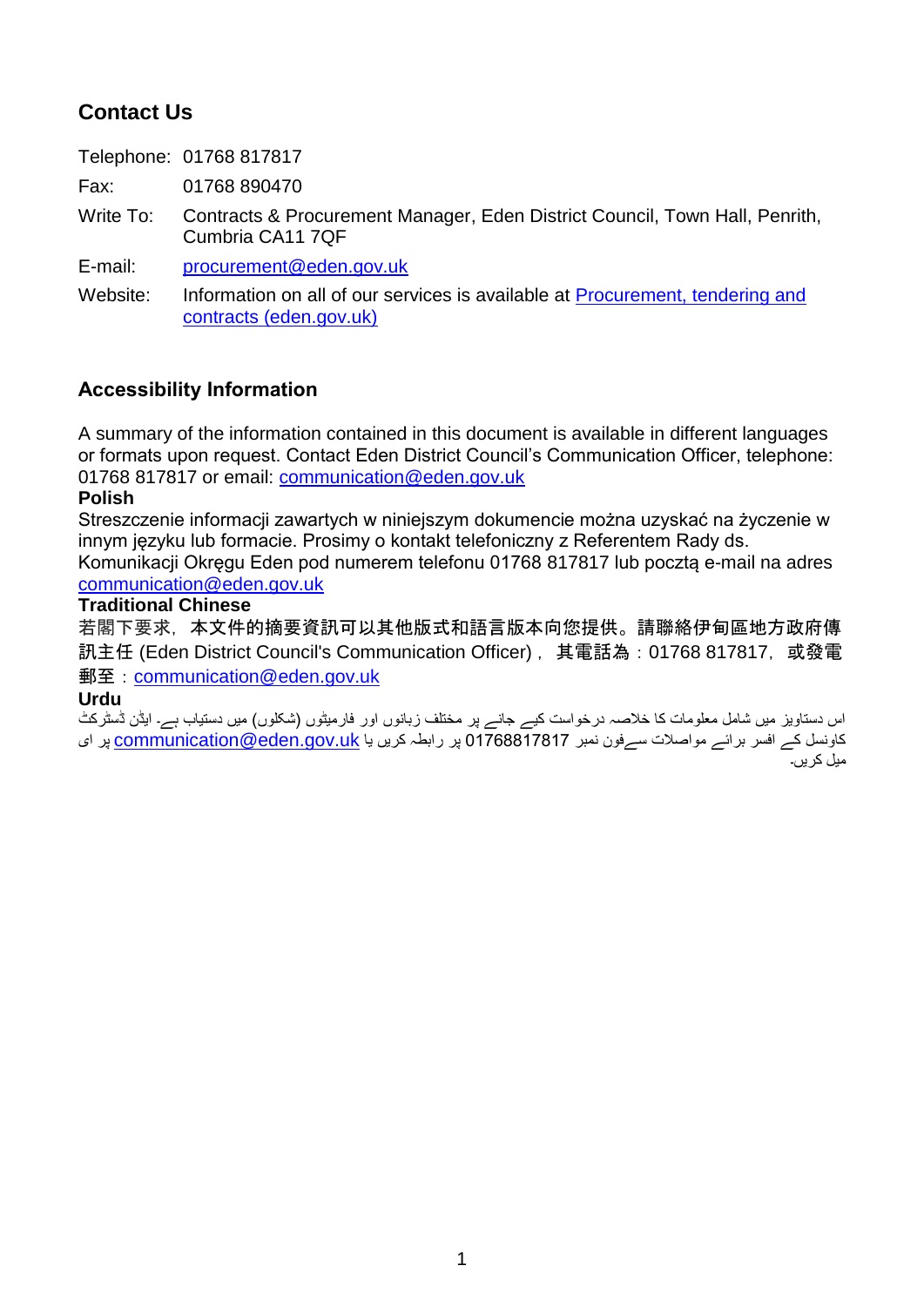## Contact Us

| | |
|---|---|
| Telephone: | 01768 817817 |
| Fax: | 01768 890470 |
| Write To: | Contracts & Procurement Manager, Eden District Council, Town Hall, Penrith, Cumbria CA11 7QF |
| E-mail: | [procurement@eden.gov.uk](mailto:procurement@eden.gov.uk) |
| Website: | Information on all of our services is available at [Procurement, tendering and contracts (eden.gov.uk)]() |

## Accessibility Information

A summary of the information contained in this document is available in different languages or formats upon request. Contact Eden District Council's Communication Officer, telephone: 01768 817817 or email: [communication@eden.gov.uk](mailto:communication@eden.gov.uk)

**Polish**

Streszczenie informacji zawartych w niniejszym dokumencie można uzyskać na życzenie w innym języku lub formacie. Prosimy o kontakt telefoniczny z Referentem Rady ds. Komunikacji Okręgu Eden pod numerem telefonu 01768 817817 lub pocztą e-mail na adres [communication@eden.gov.uk](mailto:communication@eden.gov.uk)

**Traditional Chinese**

若閣下要求，本文件的摘要資訊可以其他版式和語言版本向您提供。請聯絡伊甸區地方政府傳訊主任 (Eden District Council's Communication Officer)，其電話為：01768 817817，或發電郵至：[communication@eden.gov.uk](mailto:communication@eden.gov.uk)

**Urdu**

اس دستاویز میں شامل معلومات کا خلاصہ درخواست کیے جانے پر مختلف زبانوں اور فارمیٹوں (شکلوں) میں دستیاب ہے۔ ایڈن ڈسٹرکٹ کاونسل کے افسر برائے مواصلات سےفون نمبر 01768817817 پر رابطہ کریں یا [communication@eden.gov.uk](mailto:communication@eden.gov.uk) پر ای میل کریں۔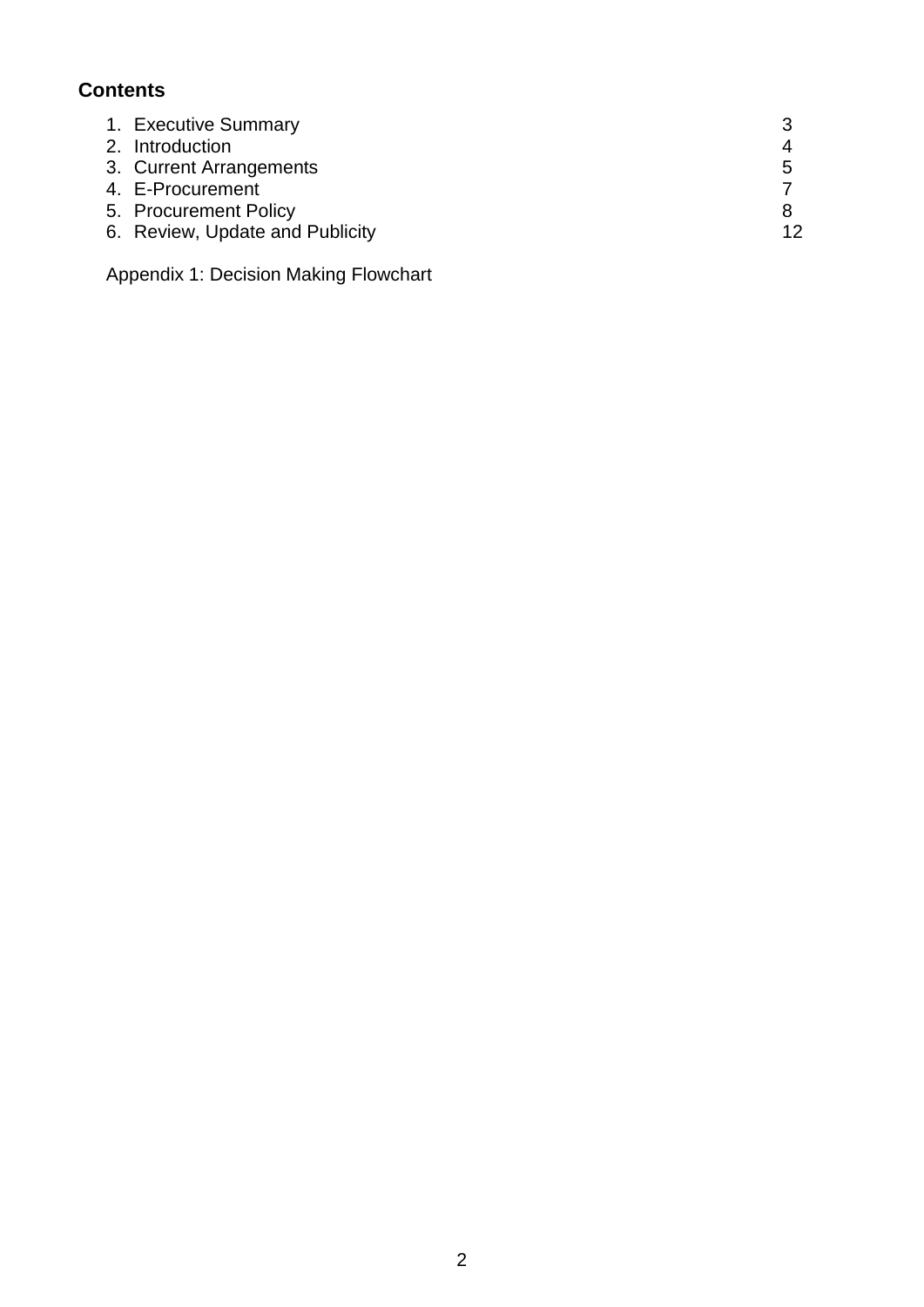## Contents

| | |
|---|---|
| 1. Executive Summary | 3 |
| 2. Introduction | 4 |
| 3. Current Arrangements | 5 |
| 4. E-Procurement | 7 |
| 5. Procurement Policy | 8 |
| 6. Review, Update and Publicity | 12 |

Appendix 1: Decision Making Flowchart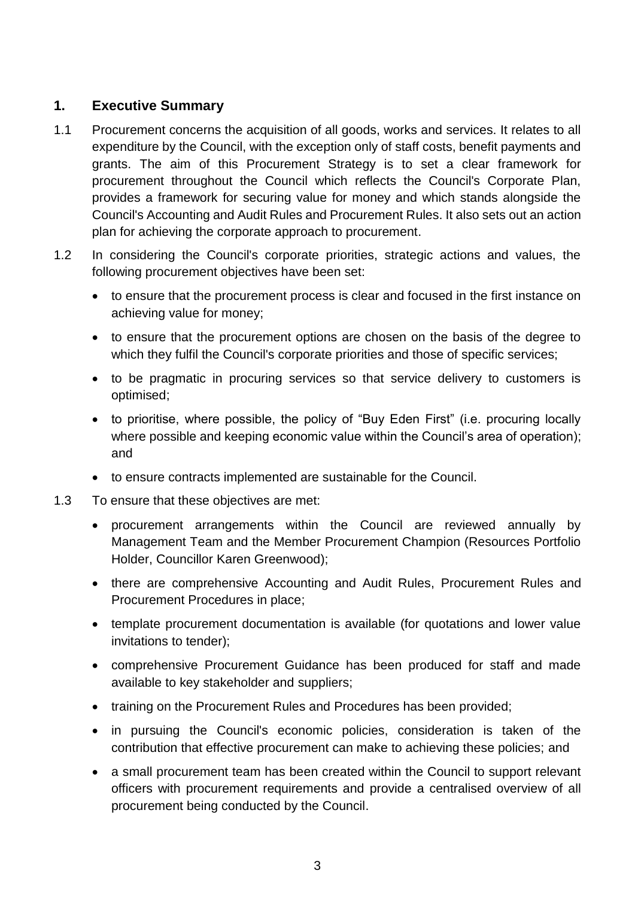## 1. Executive Summary

1.1 Procurement concerns the acquisition of all goods, works and services. It relates to all expenditure by the Council, with the exception only of staff costs, benefit payments and grants. The aim of this Procurement Strategy is to set a clear framework for procurement throughout the Council which reflects the Council's Corporate Plan, provides a framework for securing value for money and which stands alongside the Council's Accounting and Audit Rules and Procurement Rules. It also sets out an action plan for achieving the corporate approach to procurement.

1.2 In considering the Council's corporate priorities, strategic actions and values, the following procurement objectives have been set:

- to ensure that the procurement process is clear and focused in the first instance on achieving value for money;
- to ensure that the procurement options are chosen on the basis of the degree to which they fulfil the Council's corporate priorities and those of specific services;
- to be pragmatic in procuring services so that service delivery to customers is optimised;
- to prioritise, where possible, the policy of "Buy Eden First" (i.e. procuring locally where possible and keeping economic value within the Council's area of operation); and
- to ensure contracts implemented are sustainable for the Council.

1.3 To ensure that these objectives are met:

- procurement arrangements within the Council are reviewed annually by Management Team and the Member Procurement Champion (Resources Portfolio Holder, Councillor Karen Greenwood);
- there are comprehensive Accounting and Audit Rules, Procurement Rules and Procurement Procedures in place;
- template procurement documentation is available (for quotations and lower value invitations to tender);
- comprehensive Procurement Guidance has been produced for staff and made available to key stakeholder and suppliers;
- training on the Procurement Rules and Procedures has been provided;
- in pursuing the Council's economic policies, consideration is taken of the contribution that effective procurement can make to achieving these policies; and
- a small procurement team has been created within the Council to support relevant officers with procurement requirements and provide a centralised overview of all procurement being conducted by the Council.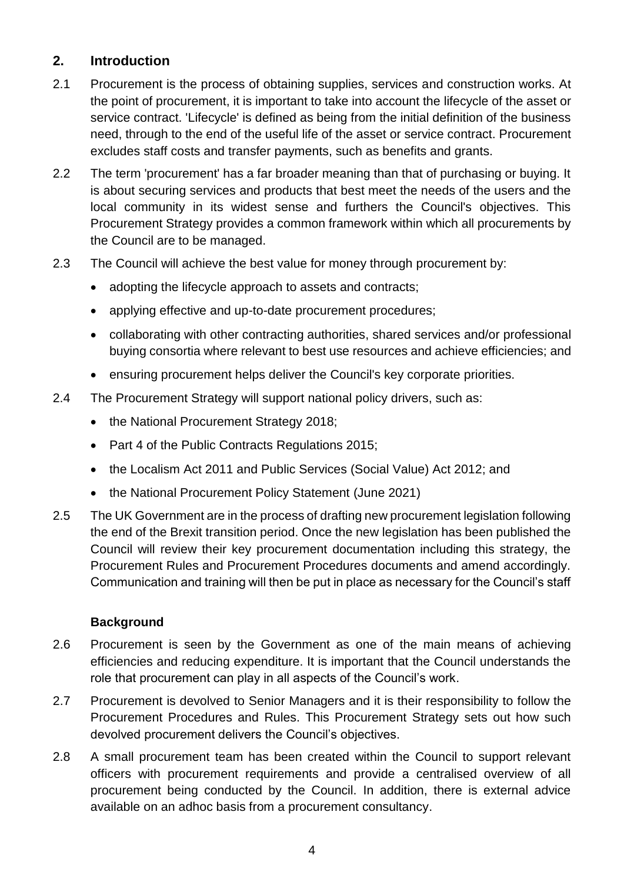## 2. Introduction

2.1 Procurement is the process of obtaining supplies, services and construction works. At the point of procurement, it is important to take into account the lifecycle of the asset or service contract. 'Lifecycle' is defined as being from the initial definition of the business need, through to the end of the useful life of the asset or service contract. Procurement excludes staff costs and transfer payments, such as benefits and grants.

2.2 The term 'procurement' has a far broader meaning than that of purchasing or buying. It is about securing services and products that best meet the needs of the users and the local community in its widest sense and furthers the Council's objectives. This Procurement Strategy provides a common framework within which all procurements by the Council are to be managed.

2.3 The Council will achieve the best value for money through procurement by:

- adopting the lifecycle approach to assets and contracts;
- applying effective and up-to-date procurement procedures;
- collaborating with other contracting authorities, shared services and/or professional buying consortia where relevant to best use resources and achieve efficiencies; and
- ensuring procurement helps deliver the Council's key corporate priorities.

2.4 The Procurement Strategy will support national policy drivers, such as:

- the National Procurement Strategy 2018;
- Part 4 of the Public Contracts Regulations 2015;
- the Localism Act 2011 and Public Services (Social Value) Act 2012; and
- the National Procurement Policy Statement (June 2021)

2.5 The UK Government are in the process of drafting new procurement legislation following the end of the Brexit transition period. Once the new legislation has been published the Council will review their key procurement documentation including this strategy, the Procurement Rules and Procurement Procedures documents and amend accordingly. Communication and training will then be put in place as necessary for the Council's staff

### Background

2.6 Procurement is seen by the Government as one of the main means of achieving efficiencies and reducing expenditure. It is important that the Council understands the role that procurement can play in all aspects of the Council's work.

2.7 Procurement is devolved to Senior Managers and it is their responsibility to follow the Procurement Procedures and Rules. This Procurement Strategy sets out how such devolved procurement delivers the Council's objectives.

2.8 A small procurement team has been created within the Council to support relevant officers with procurement requirements and provide a centralised overview of all procurement being conducted by the Council. In addition, there is external advice available on an adhoc basis from a procurement consultancy.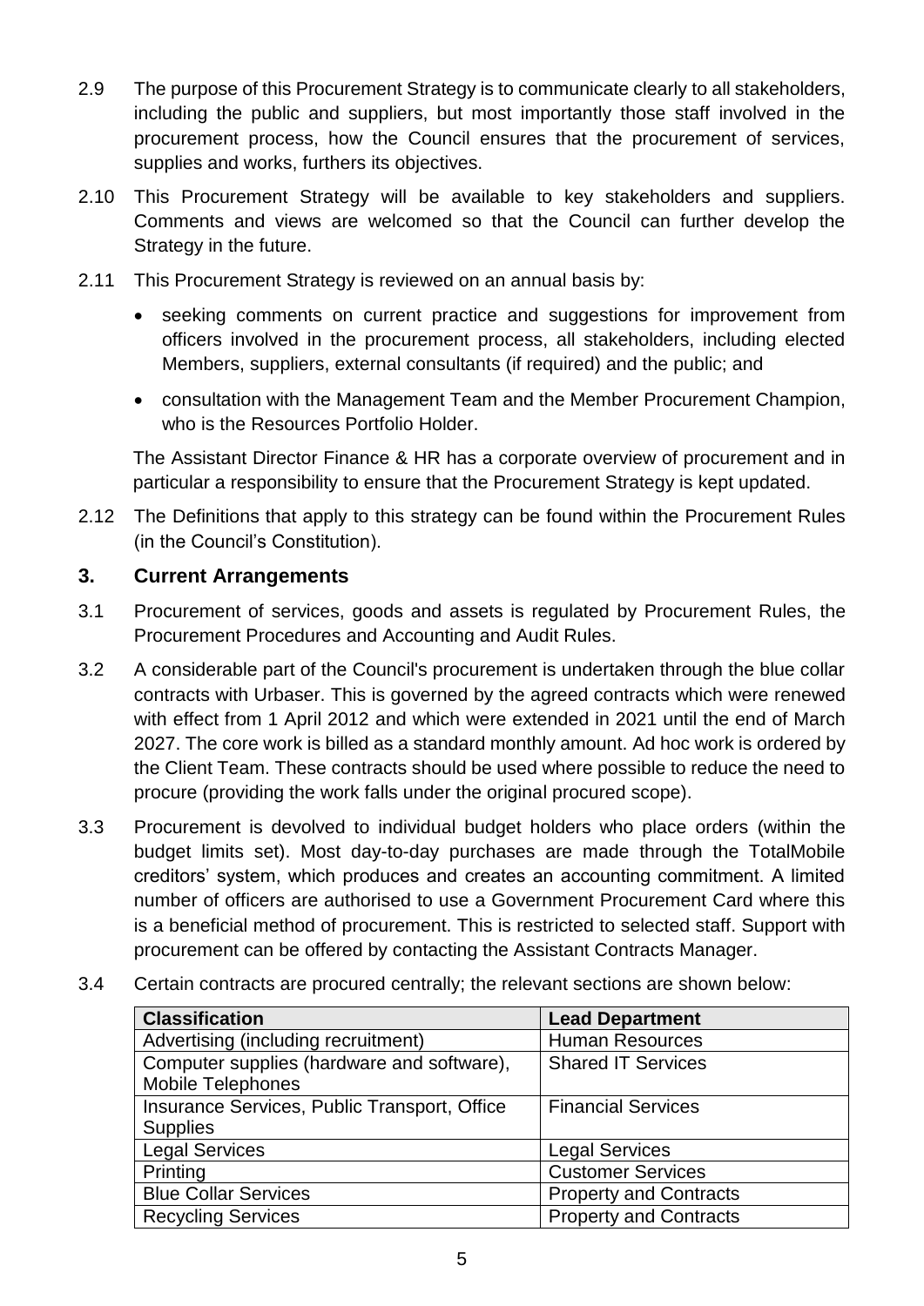2.9 The purpose of this Procurement Strategy is to communicate clearly to all stakeholders, including the public and suppliers, but most importantly those staff involved in the procurement process, how the Council ensures that the procurement of services, supplies and works, furthers its objectives.

2.10 This Procurement Strategy will be available to key stakeholders and suppliers. Comments and views are welcomed so that the Council can further develop the Strategy in the future.

2.11 This Procurement Strategy is reviewed on an annual basis by:

- seeking comments on current practice and suggestions for improvement from officers involved in the procurement process, all stakeholders, including elected Members, suppliers, external consultants (if required) and the public; and
- consultation with the Management Team and the Member Procurement Champion, who is the Resources Portfolio Holder.

The Assistant Director Finance & HR has a corporate overview of procurement and in particular a responsibility to ensure that the Procurement Strategy is kept updated.

2.12 The Definitions that apply to this strategy can be found within the Procurement Rules (in the Council's Constitution).

## 3. Current Arrangements

3.1 Procurement of services, goods and assets is regulated by Procurement Rules, the Procurement Procedures and Accounting and Audit Rules.

3.2 A considerable part of the Council's procurement is undertaken through the blue collar contracts with Urbaser. This is governed by the agreed contracts which were renewed with effect from 1 April 2012 and which were extended in 2021 until the end of March 2027. The core work is billed as a standard monthly amount. Ad hoc work is ordered by the Client Team. These contracts should be used where possible to reduce the need to procure (providing the work falls under the original procured scope).

3.3 Procurement is devolved to individual budget holders who place orders (within the budget limits set). Most day-to-day purchases are made through the TotalMobile creditors' system, which produces and creates an accounting commitment. A limited number of officers are authorised to use a Government Procurement Card where this is a beneficial method of procurement. This is restricted to selected staff. Support with procurement can be offered by contacting the Assistant Contracts Manager.

3.4 Certain contracts are procured centrally; the relevant sections are shown below:

| Classification | Lead Department |
|---|---|
| Advertising (including recruitment) | Human Resources |
| Computer supplies (hardware and software), Mobile Telephones | Shared IT Services |
| Insurance Services, Public Transport, Office Supplies | Financial Services |
| Legal Services | Legal Services |
| Printing | Customer Services |
| Blue Collar Services | Property and Contracts |
| Recycling Services | Property and Contracts |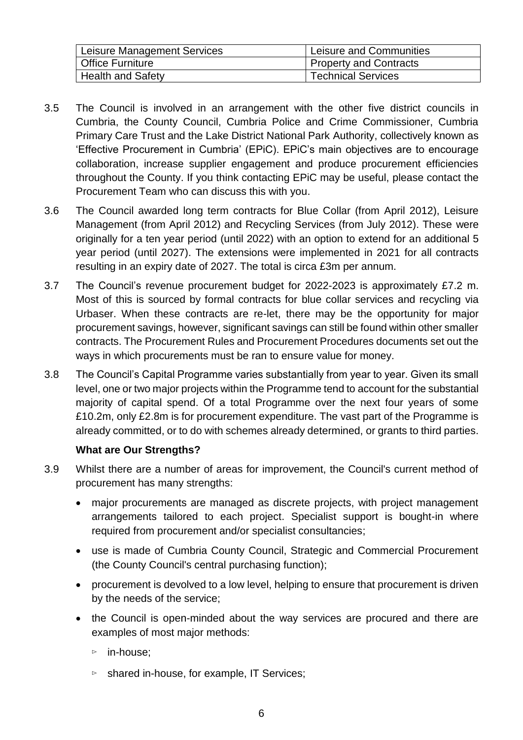| Leisure Management Services | Leisure and Communities |
| --- | --- |
| Office Furniture | Property and Contracts |
| Health and Safety | Technical Services |

3.5 The Council is involved in an arrangement with the other five district councils in Cumbria, the County Council, Cumbria Police and Crime Commissioner, Cumbria Primary Care Trust and the Lake District National Park Authority, collectively known as 'Effective Procurement in Cumbria' (EPiC). EPiC's main objectives are to encourage collaboration, increase supplier engagement and produce procurement efficiencies throughout the County. If you think contacting EPiC may be useful, please contact the Procurement Team who can discuss this with you.

3.6 The Council awarded long term contracts for Blue Collar (from April 2012), Leisure Management (from April 2012) and Recycling Services (from July 2012). These were originally for a ten year period (until 2022) with an option to extend for an additional 5 year period (until 2027). The extensions were implemented in 2021 for all contracts resulting in an expiry date of 2027. The total is circa £3m per annum.

3.7 The Council's revenue procurement budget for 2022-2023 is approximately £7.2 m. Most of this is sourced by formal contracts for blue collar services and recycling via Urbaser. When these contracts are re-let, there may be the opportunity for major procurement savings, however, significant savings can still be found within other smaller contracts. The Procurement Rules and Procurement Procedures documents set out the ways in which procurements must be ran to ensure value for money.

3.8 The Council's Capital Programme varies substantially from year to year. Given its small level, one or two major projects within the Programme tend to account for the substantial majority of capital spend. Of a total Programme over the next four years of some £10.2m, only £2.8m is for procurement expenditure. The vast part of the Programme is already committed, or to do with schemes already determined, or grants to third parties.

**What are Our Strengths?**

3.9 Whilst there are a number of areas for improvement, the Council's current method of procurement has many strengths:

- major procurements are managed as discrete projects, with project management arrangements tailored to each project. Specialist support is bought-in where required from procurement and/or specialist consultancies;
- use is made of Cumbria County Council, Strategic and Commercial Procurement (the County Council's central purchasing function);
- procurement is devolved to a low level, helping to ensure that procurement is driven by the needs of the service;
- the Council is open-minded about the way services are procured and there are examples of most major methods:
  - in-house;
  - shared in-house, for example, IT Services;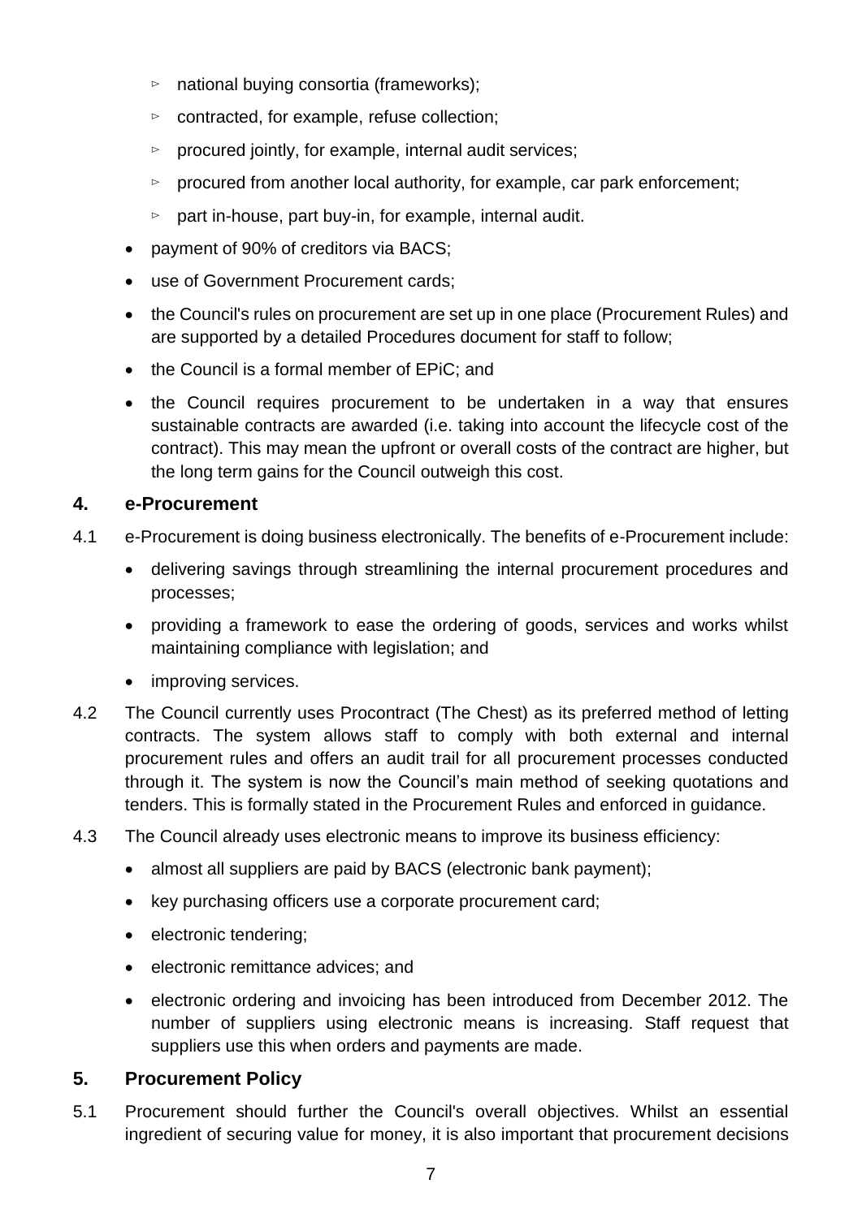- national buying consortia (frameworks);
  - contracted, for example, refuse collection;
  - procured jointly, for example, internal audit services;
  - procured from another local authority, for example, car park enforcement;
  - part in-house, part buy-in, for example, internal audit.
- payment of 90% of creditors via BACS;
- use of Government Procurement cards;
- the Council's rules on procurement are set up in one place (Procurement Rules) and are supported by a detailed Procedures document for staff to follow;
- the Council is a formal member of EPiC; and
- the Council requires procurement to be undertaken in a way that ensures sustainable contracts are awarded (i.e. taking into account the lifecycle cost of the contract). This may mean the upfront or overall costs of the contract are higher, but the long term gains for the Council outweigh this cost.

## 4. e-Procurement

4.1 e-Procurement is doing business electronically. The benefits of e-Procurement include:

- delivering savings through streamlining the internal procurement procedures and processes;
- providing a framework to ease the ordering of goods, services and works whilst maintaining compliance with legislation; and
- improving services.

4.2 The Council currently uses Procontract (The Chest) as its preferred method of letting contracts. The system allows staff to comply with both external and internal procurement rules and offers an audit trail for all procurement processes conducted through it. The system is now the Council's main method of seeking quotations and tenders. This is formally stated in the Procurement Rules and enforced in guidance.

4.3 The Council already uses electronic means to improve its business efficiency:

- almost all suppliers are paid by BACS (electronic bank payment);
- key purchasing officers use a corporate procurement card;
- electronic tendering;
- electronic remittance advices; and
- electronic ordering and invoicing has been introduced from December 2012. The number of suppliers using electronic means is increasing. Staff request that suppliers use this when orders and payments are made.

## 5. Procurement Policy

5.1 Procurement should further the Council's overall objectives. Whilst an essential ingredient of securing value for money, it is also important that procurement decisions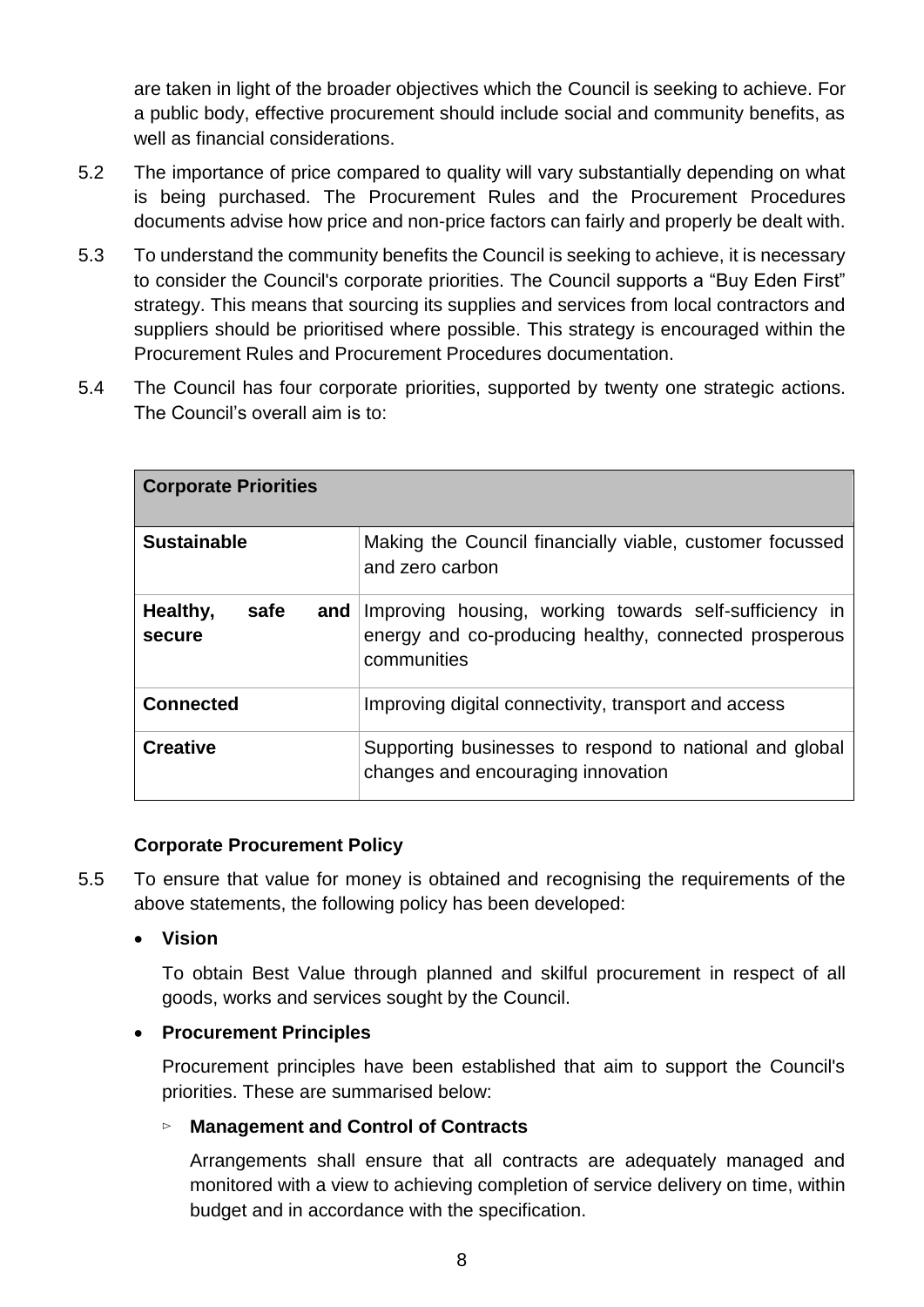are taken in light of the broader objectives which the Council is seeking to achieve. For a public body, effective procurement should include social and community benefits, as well as financial considerations.

5.2 The importance of price compared to quality will vary substantially depending on what is being purchased. The Procurement Rules and the Procurement Procedures documents advise how price and non-price factors can fairly and properly be dealt with.

5.3 To understand the community benefits the Council is seeking to achieve, it is necessary to consider the Council's corporate priorities. The Council supports a "Buy Eden First" strategy. This means that sourcing its supplies and services from local contractors and suppliers should be prioritised where possible. This strategy is encouraged within the Procurement Rules and Procurement Procedures documentation.

5.4 The Council has four corporate priorities, supported by twenty one strategic actions. The Council's overall aim is to:

| **Corporate Priorities** | |
|---|---|
| **Sustainable** | Making the Council financially viable, customer focussed and zero carbon |
| **Healthy, safe and secure** | Improving housing, working towards self-sufficiency in energy and co-producing healthy, connected prosperous communities |
| **Connected** | Improving digital connectivity, transport and access |
| **Creative** | Supporting businesses to respond to national and global changes and encouraging innovation |

**Corporate Procurement Policy**

5.5 To ensure that value for money is obtained and recognising the requirements of the above statements, the following policy has been developed:

- **Vision**

  To obtain Best Value through planned and skilful procurement in respect of all goods, works and services sought by the Council.

- **Procurement Principles**

  Procurement principles have been established that aim to support the Council's priorities. These are summarised below:

  - **Management and Control of Contracts**

    Arrangements shall ensure that all contracts are adequately managed and monitored with a view to achieving completion of service delivery on time, within budget and in accordance with the specification.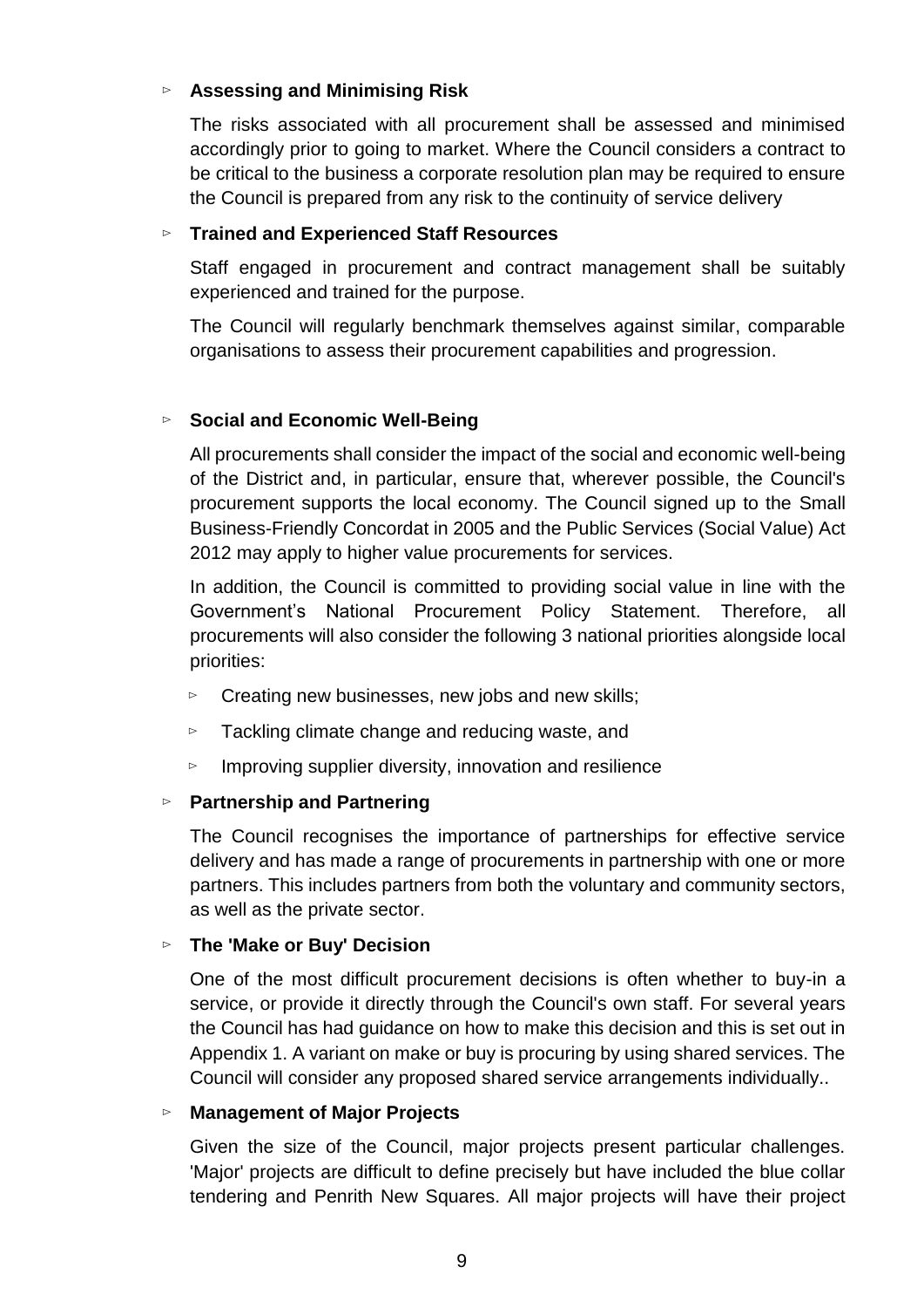- **Assessing and Minimising Risk**

  The risks associated with all procurement shall be assessed and minimised accordingly prior to going to market. Where the Council considers a contract to be critical to the business a corporate resolution plan may be required to ensure the Council is prepared from any risk to the continuity of service delivery

- **Trained and Experienced Staff Resources**

  Staff engaged in procurement and contract management shall be suitably experienced and trained for the purpose.

  The Council will regularly benchmark themselves against similar, comparable organisations to assess their procurement capabilities and progression.

- **Social and Economic Well-Being**

  All procurements shall consider the impact of the social and economic well-being of the District and, in particular, ensure that, wherever possible, the Council's procurement supports the local economy. The Council signed up to the Small Business-Friendly Concordat in 2005 and the Public Services (Social Value) Act 2012 may apply to higher value procurements for services.

  In addition, the Council is committed to providing social value in line with the Government's National Procurement Policy Statement. Therefore, all procurements will also consider the following 3 national priorities alongside local priorities:

  - Creating new businesses, new jobs and new skills;
  - Tackling climate change and reducing waste, and
  - Improving supplier diversity, innovation and resilience

- **Partnership and Partnering**

  The Council recognises the importance of partnerships for effective service delivery and has made a range of procurements in partnership with one or more partners. This includes partners from both the voluntary and community sectors, as well as the private sector.

- **The 'Make or Buy' Decision**

  One of the most difficult procurement decisions is often whether to buy-in a service, or provide it directly through the Council's own staff. For several years the Council has had guidance on how to make this decision and this is set out in Appendix 1. A variant on make or buy is procuring by using shared services. The Council will consider any proposed shared service arrangements individually..

- **Management of Major Projects**

  Given the size of the Council, major projects present particular challenges. 'Major' projects are difficult to define precisely but have included the blue collar tendering and Penrith New Squares. All major projects will have their project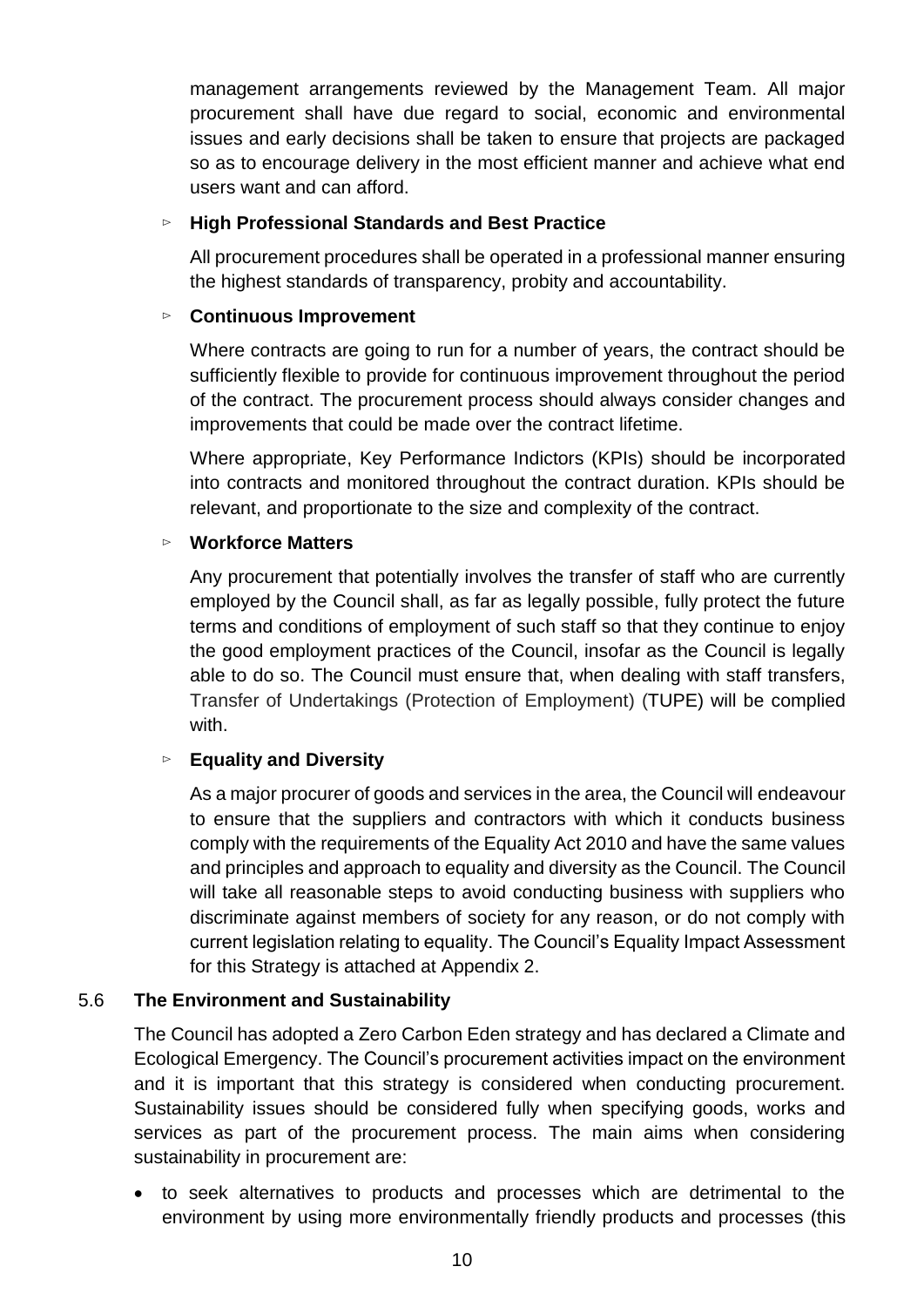management arrangements reviewed by the Management Team. All major procurement shall have due regard to social, economic and environmental issues and early decisions shall be taken to ensure that projects are packaged so as to encourage delivery in the most efficient manner and achieve what end users want and can afford.

▻ **High Professional Standards and Best Practice**

All procurement procedures shall be operated in a professional manner ensuring the highest standards of transparency, probity and accountability.

▻ **Continuous Improvement**

Where contracts are going to run for a number of years, the contract should be sufficiently flexible to provide for continuous improvement throughout the period of the contract. The procurement process should always consider changes and improvements that could be made over the contract lifetime.

Where appropriate, Key Performance Indictors (KPIs) should be incorporated into contracts and monitored throughout the contract duration. KPIs should be relevant, and proportionate to the size and complexity of the contract.

▻ **Workforce Matters**

Any procurement that potentially involves the transfer of staff who are currently employed by the Council shall, as far as legally possible, fully protect the future terms and conditions of employment of such staff so that they continue to enjoy the good employment practices of the Council, insofar as the Council is legally able to do so. The Council must ensure that, when dealing with staff transfers, Transfer of Undertakings (Protection of Employment) (TUPE) will be complied with.

▻ **Equality and Diversity**

As a major procurer of goods and services in the area, the Council will endeavour to ensure that the suppliers and contractors with which it conducts business comply with the requirements of the Equality Act 2010 and have the same values and principles and approach to equality and diversity as the Council. The Council will take all reasonable steps to avoid conducting business with suppliers who discriminate against members of society for any reason, or do not comply with current legislation relating to equality. The Council's Equality Impact Assessment for this Strategy is attached at Appendix 2.

### 5.6 The Environment and Sustainability

The Council has adopted a Zero Carbon Eden strategy and has declared a Climate and Ecological Emergency. The Council's procurement activities impact on the environment and it is important that this strategy is considered when conducting procurement. Sustainability issues should be considered fully when specifying goods, works and services as part of the procurement process. The main aims when considering sustainability in procurement are:

- to seek alternatives to products and processes which are detrimental to the environment by using more environmentally friendly products and processes (this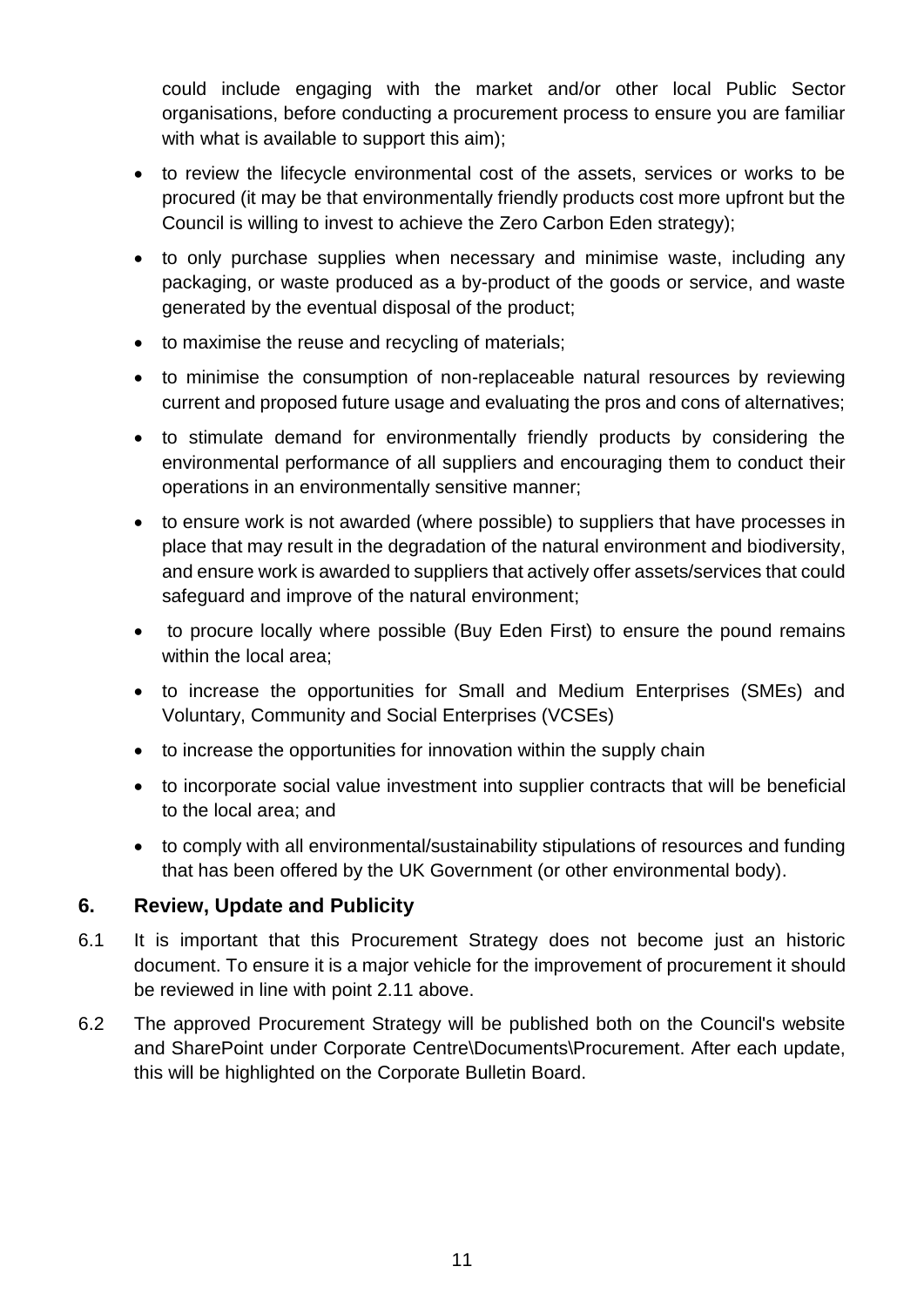could include engaging with the market and/or other local Public Sector organisations, before conducting a procurement process to ensure you are familiar with what is available to support this aim);

- to review the lifecycle environmental cost of the assets, services or works to be procured (it may be that environmentally friendly products cost more upfront but the Council is willing to invest to achieve the Zero Carbon Eden strategy);
- to only purchase supplies when necessary and minimise waste, including any packaging, or waste produced as a by-product of the goods or service, and waste generated by the eventual disposal of the product;
- to maximise the reuse and recycling of materials;
- to minimise the consumption of non-replaceable natural resources by reviewing current and proposed future usage and evaluating the pros and cons of alternatives;
- to stimulate demand for environmentally friendly products by considering the environmental performance of all suppliers and encouraging them to conduct their operations in an environmentally sensitive manner;
- to ensure work is not awarded (where possible) to suppliers that have processes in place that may result in the degradation of the natural environment and biodiversity, and ensure work is awarded to suppliers that actively offer assets/services that could safeguard and improve of the natural environment;
- to procure locally where possible (Buy Eden First) to ensure the pound remains within the local area;
- to increase the opportunities for Small and Medium Enterprises (SMEs) and Voluntary, Community and Social Enterprises (VCSEs)
- to increase the opportunities for innovation within the supply chain
- to incorporate social value investment into supplier contracts that will be beneficial to the local area; and
- to comply with all environmental/sustainability stipulations of resources and funding that has been offered by the UK Government (or other environmental body).

## 6. Review, Update and Publicity

6.1 It is important that this Procurement Strategy does not become just an historic document. To ensure it is a major vehicle for the improvement of procurement it should be reviewed in line with point 2.11 above.

6.2 The approved Procurement Strategy will be published both on the Council's website and SharePoint under Corporate Centre\Documents\Procurement. After each update, this will be highlighted on the Corporate Bulletin Board.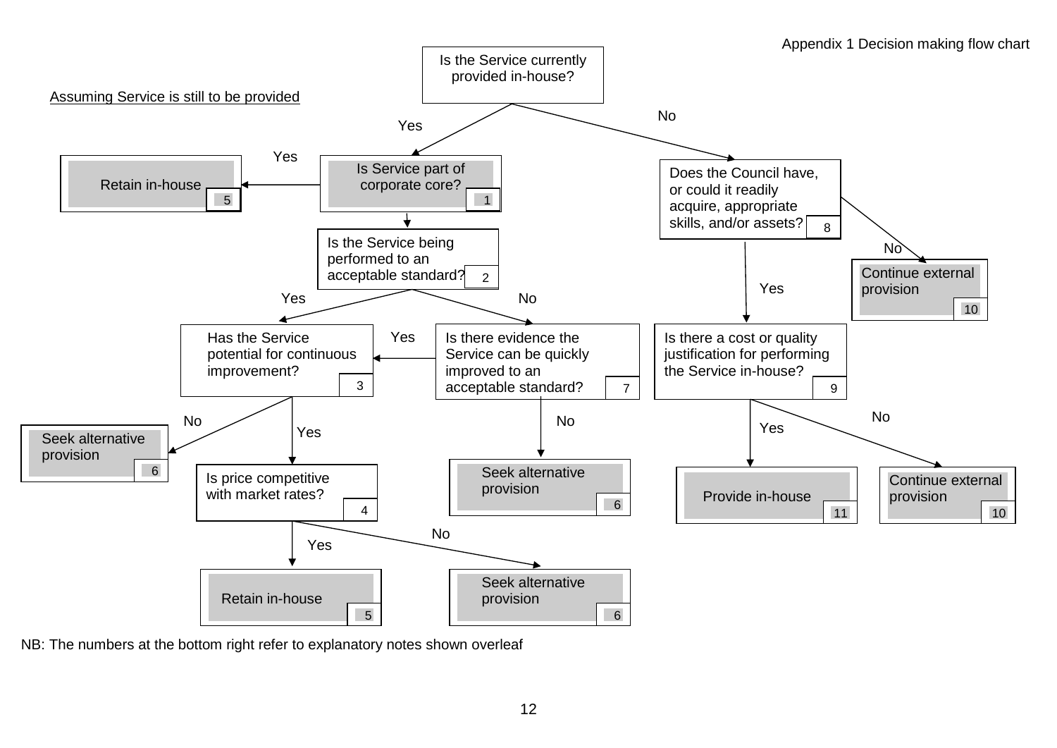Appendix 1 Decision making flow chart

Assuming Service is still to be provided

- **Is the Service currently provided in-house?**
  - **Yes** → Is Service part of corporate core? [1]
    - **Yes** → Retain in-house [5]
    - (No) → Is the Service being performed to an acceptable standard? [2]
      - **Yes** → Has the Service potential for continuous improvement? [3]
        - **No** → Seek alternative provision [6]
        - **Yes** → Is price competitive with market rates? [4]
          - **Yes** → Retain in-house [5]
          - **No** → Seek alternative provision [6]
      - **No** → Is there evidence the Service can be quickly improved to an acceptable standard? [7]
        - **Yes** → Has the Service potential for continuous improvement? [3]
        - **No** → Seek alternative provision [6]
  - **No** → Does the Council have, or could it readily acquire, appropriate skills, and/or assets? [8]
    - **No** → Continue external provision [10]
    - **Yes** → Is there a cost or quality justification for performing the Service in-house? [9]
      - **Yes** → Provide in-house [11]
      - **No** → Continue external provision [10]

NB: The numbers at the bottom right refer to explanatory notes shown overleaf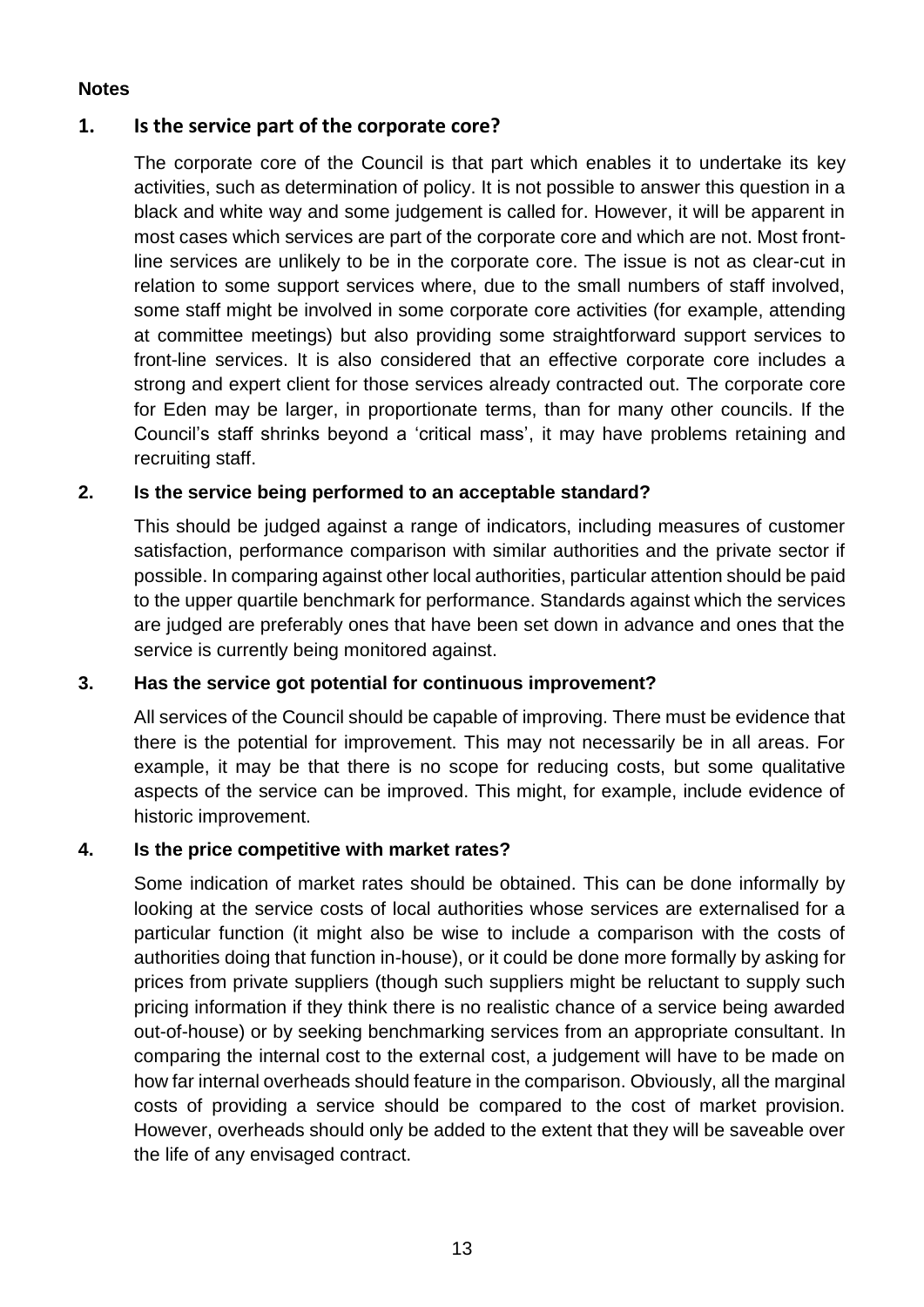**Notes**

## 1. Is the service part of the corporate core?

The corporate core of the Council is that part which enables it to undertake its key activities, such as determination of policy. It is not possible to answer this question in a black and white way and some judgement is called for. However, it will be apparent in most cases which services are part of the corporate core and which are not. Most front-line services are unlikely to be in the corporate core. The issue is not as clear-cut in relation to some support services where, due to the small numbers of staff involved, some staff might be involved in some corporate core activities (for example, attending at committee meetings) but also providing some straightforward support services to front-line services. It is also considered that an effective corporate core includes a strong and expert client for those services already contracted out. The corporate core for Eden may be larger, in proportionate terms, than for many other councils. If the Council's staff shrinks beyond a 'critical mass', it may have problems retaining and recruiting staff.

## 2. Is the service being performed to an acceptable standard?

This should be judged against a range of indicators, including measures of customer satisfaction, performance comparison with similar authorities and the private sector if possible. In comparing against other local authorities, particular attention should be paid to the upper quartile benchmark for performance. Standards against which the services are judged are preferably ones that have been set down in advance and ones that the service is currently being monitored against.

## 3. Has the service got potential for continuous improvement?

All services of the Council should be capable of improving. There must be evidence that there is the potential for improvement. This may not necessarily be in all areas. For example, it may be that there is no scope for reducing costs, but some qualitative aspects of the service can be improved. This might, for example, include evidence of historic improvement.

## 4. Is the price competitive with market rates?

Some indication of market rates should be obtained. This can be done informally by looking at the service costs of local authorities whose services are externalised for a particular function (it might also be wise to include a comparison with the costs of authorities doing that function in-house), or it could be done more formally by asking for prices from private suppliers (though such suppliers might be reluctant to supply such pricing information if they think there is no realistic chance of a service being awarded out-of-house) or by seeking benchmarking services from an appropriate consultant. In comparing the internal cost to the external cost, a judgement will have to be made on how far internal overheads should feature in the comparison. Obviously, all the marginal costs of providing a service should be compared to the cost of market provision. However, overheads should only be added to the extent that they will be saveable over the life of any envisaged contract.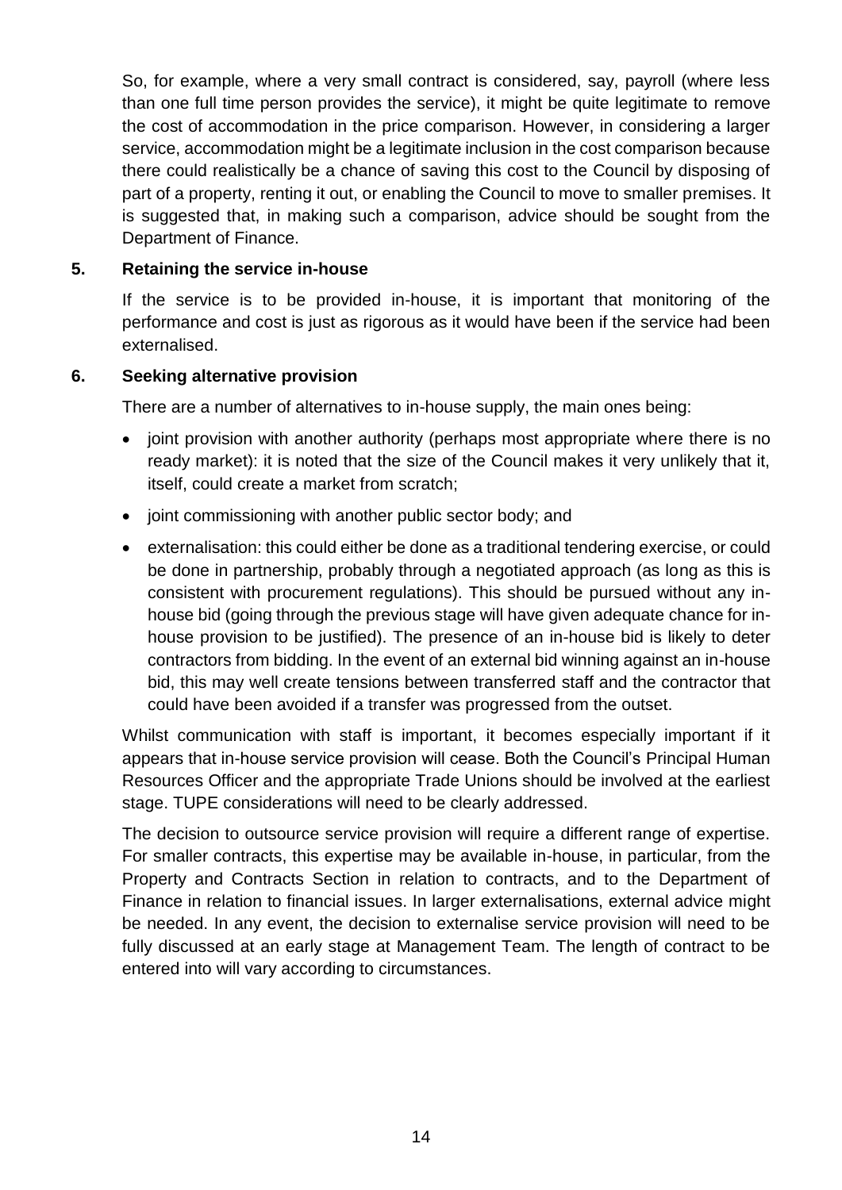So, for example, where a very small contract is considered, say, payroll (where less than one full time person provides the service), it might be quite legitimate to remove the cost of accommodation in the price comparison. However, in considering a larger service, accommodation might be a legitimate inclusion in the cost comparison because there could realistically be a chance of saving this cost to the Council by disposing of part of a property, renting it out, or enabling the Council to move to smaller premises. It is suggested that, in making such a comparison, advice should be sought from the Department of Finance.

## 5. Retaining the service in-house

If the service is to be provided in-house, it is important that monitoring of the performance and cost is just as rigorous as it would have been if the service had been externalised.

## 6. Seeking alternative provision

There are a number of alternatives to in-house supply, the main ones being:

- joint provision with another authority (perhaps most appropriate where there is no ready market): it is noted that the size of the Council makes it very unlikely that it, itself, could create a market from scratch;
- joint commissioning with another public sector body; and
- externalisation: this could either be done as a traditional tendering exercise, or could be done in partnership, probably through a negotiated approach (as long as this is consistent with procurement regulations). This should be pursued without any in-house bid (going through the previous stage will have given adequate chance for in-house provision to be justified). The presence of an in-house bid is likely to deter contractors from bidding. In the event of an external bid winning against an in-house bid, this may well create tensions between transferred staff and the contractor that could have been avoided if a transfer was progressed from the outset.

Whilst communication with staff is important, it becomes especially important if it appears that in-house service provision will cease. Both the Council's Principal Human Resources Officer and the appropriate Trade Unions should be involved at the earliest stage. TUPE considerations will need to be clearly addressed.

The decision to outsource service provision will require a different range of expertise. For smaller contracts, this expertise may be available in-house, in particular, from the Property and Contracts Section in relation to contracts, and to the Department of Finance in relation to financial issues. In larger externalisations, external advice might be needed. In any event, the decision to externalise service provision will need to be fully discussed at an early stage at Management Team. The length of contract to be entered into will vary according to circumstances.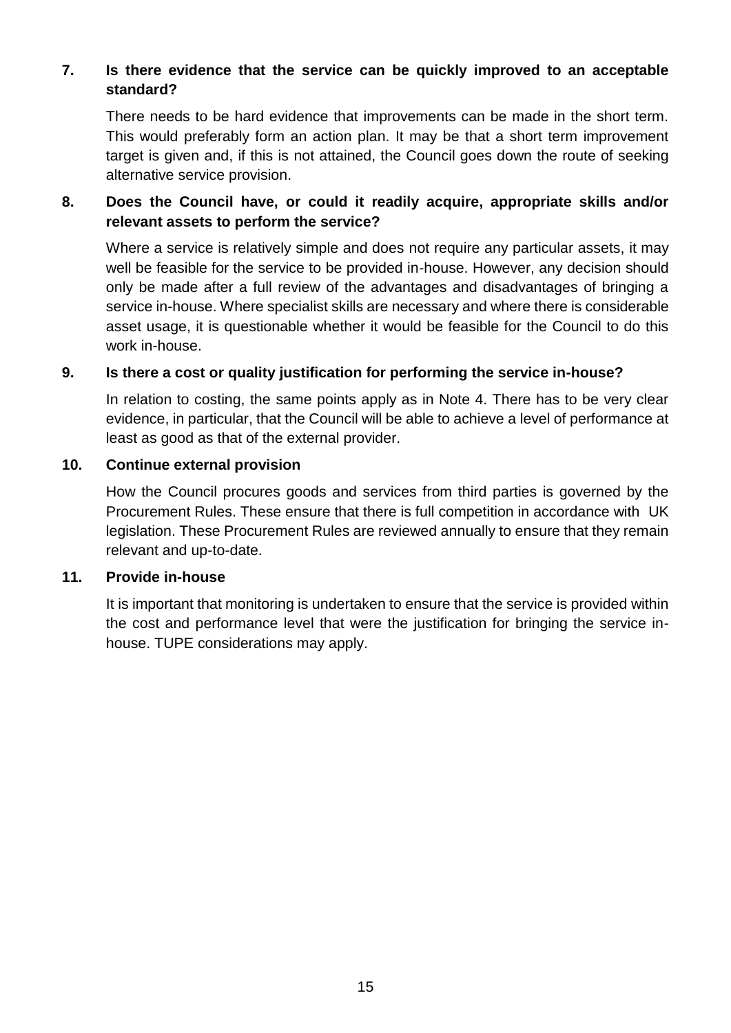**7. Is there evidence that the service can be quickly improved to an acceptable standard?**

There needs to be hard evidence that improvements can be made in the short term. This would preferably form an action plan. It may be that a short term improvement target is given and, if this is not attained, the Council goes down the route of seeking alternative service provision.

**8. Does the Council have, or could it readily acquire, appropriate skills and/or relevant assets to perform the service?**

Where a service is relatively simple and does not require any particular assets, it may well be feasible for the service to be provided in-house. However, any decision should only be made after a full review of the advantages and disadvantages of bringing a service in-house. Where specialist skills are necessary and where there is considerable asset usage, it is questionable whether it would be feasible for the Council to do this work in-house.

**9. Is there a cost or quality justification for performing the service in-house?**

In relation to costing, the same points apply as in Note 4. There has to be very clear evidence, in particular, that the Council will be able to achieve a level of performance at least as good as that of the external provider.

**10. Continue external provision**

How the Council procures goods and services from third parties is governed by the Procurement Rules. These ensure that there is full competition in accordance with UK legislation. These Procurement Rules are reviewed annually to ensure that they remain relevant and up-to-date.

**11. Provide in-house**

It is important that monitoring is undertaken to ensure that the service is provided within the cost and performance level that were the justification for bringing the service in-house. TUPE considerations may apply.